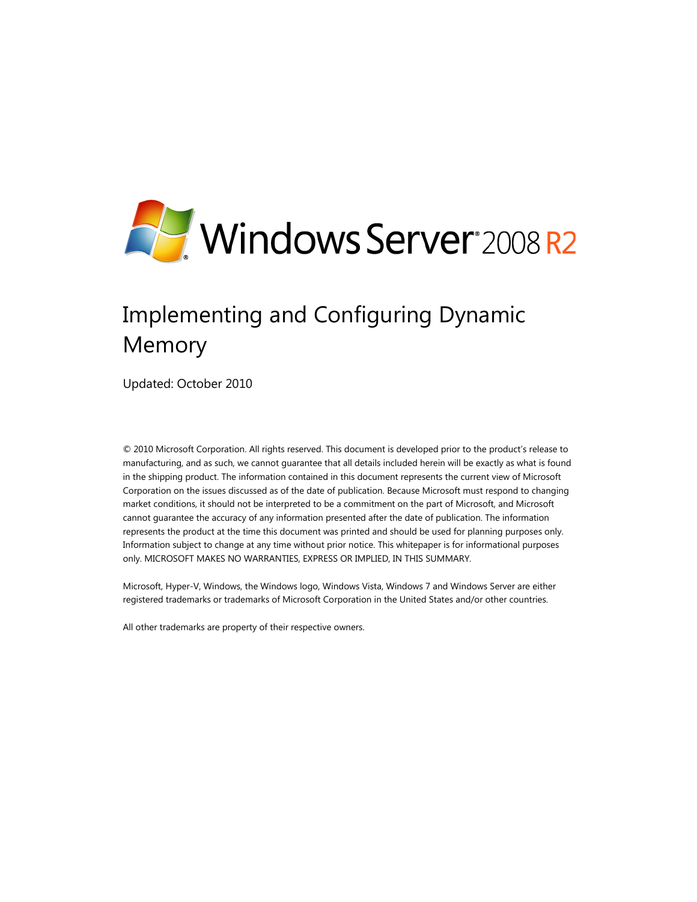Windows Server® 2008 R2

# Implementing and Configuring Dynamic Memory

Updated: October 2010

© 2010 Microsoft Corporation. All rights reserved. This document is developed prior to the product's release to manufacturing, and as such, we cannot guarantee that all details included herein will be exactly as what is found in the shipping product. The information contained in this document represents the current view of Microsoft Corporation on the issues discussed as of the date of publication. Because Microsoft must respond to changing market conditions, it should not be interpreted to be a commitment on the part of Microsoft, and Microsoft cannot guarantee the accuracy of any information presented after the date of publication. The information represents the product at the time this document was printed and should be used for planning purposes only. Information subject to change at any time without prior notice. This whitepaper is for informational purposes only. MICROSOFT MAKES NO WARRANTIES, EXPRESS OR IMPLIED, IN THIS SUMMARY.

Microsoft, Hyper-V, Windows, the Windows logo, Windows Vista, Windows 7 and Windows Server are either registered trademarks or trademarks of Microsoft Corporation in the United States and/or other countries.

All other trademarks are property of their respective owners.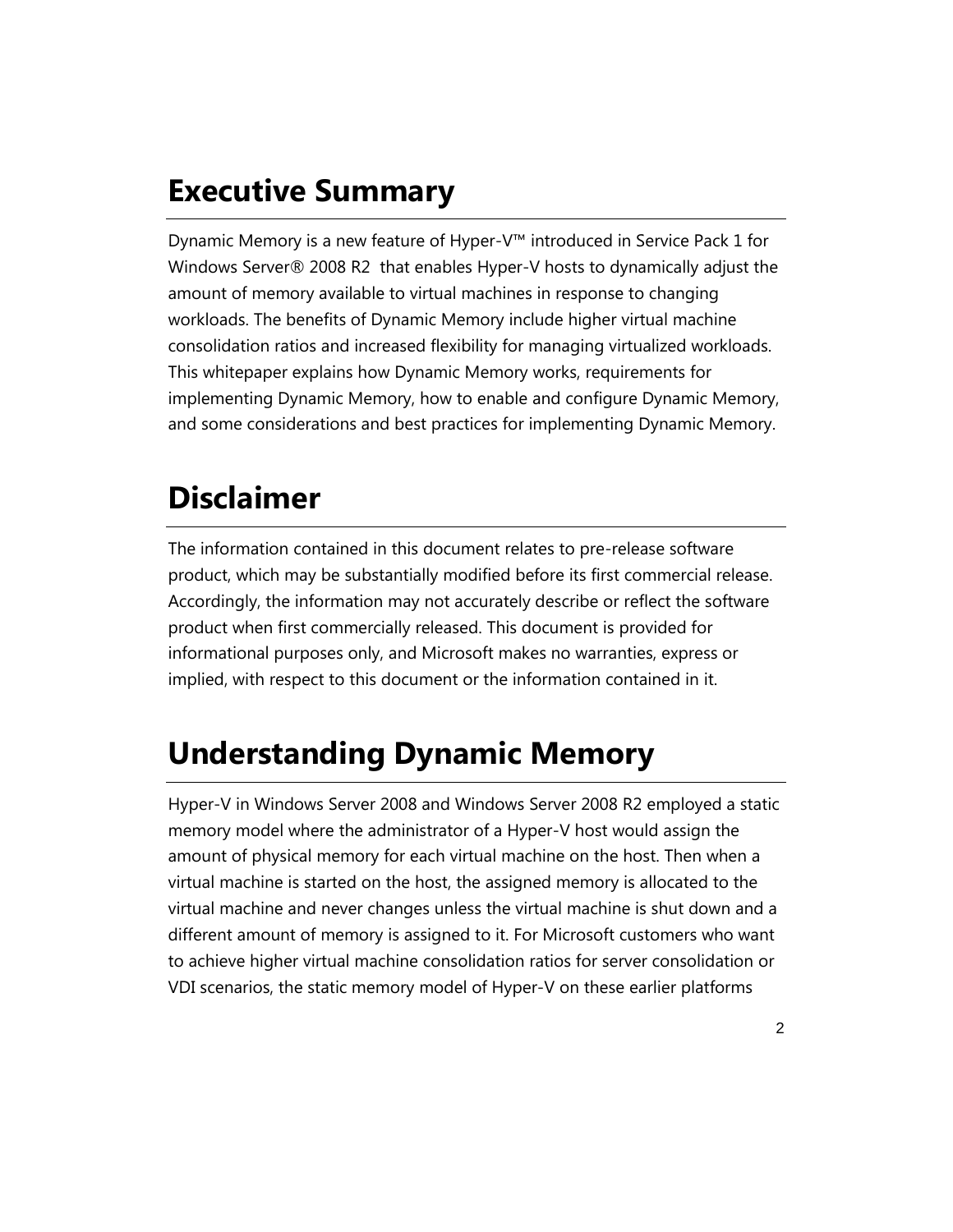# Executive Summary

Dynamic Memory is a new feature of Hyper-V™ introduced in Service Pack 1 for Windows Server® 2008 R2 that enables Hyper-V hosts to dynamically adjust the amount of memory available to virtual machines in response to changing workloads. The benefits of Dynamic Memory include higher virtual machine consolidation ratios and increased flexibility for managing virtualized workloads. This whitepaper explains how Dynamic Memory works, requirements for implementing Dynamic Memory, how to enable and configure Dynamic Memory, and some considerations and best practices for implementing Dynamic Memory.

# Disclaimer

The information contained in this document relates to pre-release software product, which may be substantially modified before its first commercial release. Accordingly, the information may not accurately describe or reflect the software product when first commercially released. This document is provided for informational purposes only, and Microsoft makes no warranties, express or implied, with respect to this document or the information contained in it.

# Understanding Dynamic Memory

Hyper-V in Windows Server 2008 and Windows Server 2008 R2 employed a static memory model where the administrator of a Hyper-V host would assign the amount of physical memory for each virtual machine on the host. Then when a virtual machine is started on the host, the assigned memory is allocated to the virtual machine and never changes unless the virtual machine is shut down and a different amount of memory is assigned to it. For Microsoft customers who want to achieve higher virtual machine consolidation ratios for server consolidation or VDI scenarios, the static memory model of Hyper-V on these earlier platforms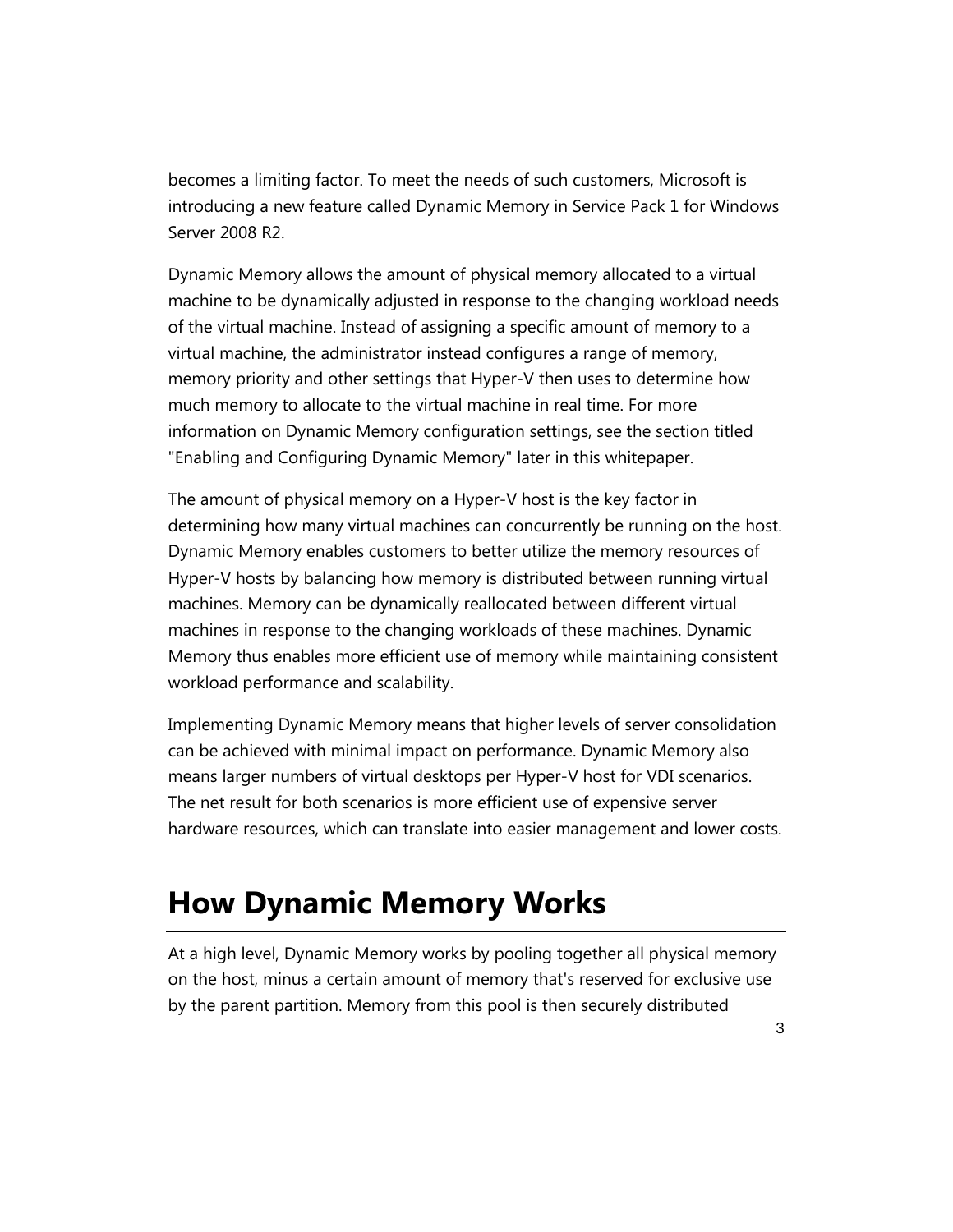becomes a limiting factor. To meet the needs of such customers, Microsoft is introducing a new feature called Dynamic Memory in Service Pack 1 for Windows Server 2008 R2.

Dynamic Memory allows the amount of physical memory allocated to a virtual machine to be dynamically adjusted in response to the changing workload needs of the virtual machine. Instead of assigning a specific amount of memory to a virtual machine, the administrator instead configures a range of memory, memory priority and other settings that Hyper-V then uses to determine how much memory to allocate to the virtual machine in real time. For more information on Dynamic Memory configuration settings, see the section titled "Enabling and Configuring Dynamic Memory" later in this whitepaper.

The amount of physical memory on a Hyper-V host is the key factor in determining how many virtual machines can concurrently be running on the host. Dynamic Memory enables customers to better utilize the memory resources of Hyper-V hosts by balancing how memory is distributed between running virtual machines. Memory can be dynamically reallocated between different virtual machines in response to the changing workloads of these machines. Dynamic Memory thus enables more efficient use of memory while maintaining consistent workload performance and scalability.

Implementing Dynamic Memory means that higher levels of server consolidation can be achieved with minimal impact on performance. Dynamic Memory also means larger numbers of virtual desktops per Hyper-V host for VDI scenarios. The net result for both scenarios is more efficient use of expensive server hardware resources, which can translate into easier management and lower costs.

# How Dynamic Memory Works

At a high level, Dynamic Memory works by pooling together all physical memory on the host, minus a certain amount of memory that's reserved for exclusive use by the parent partition. Memory from this pool is then securely distributed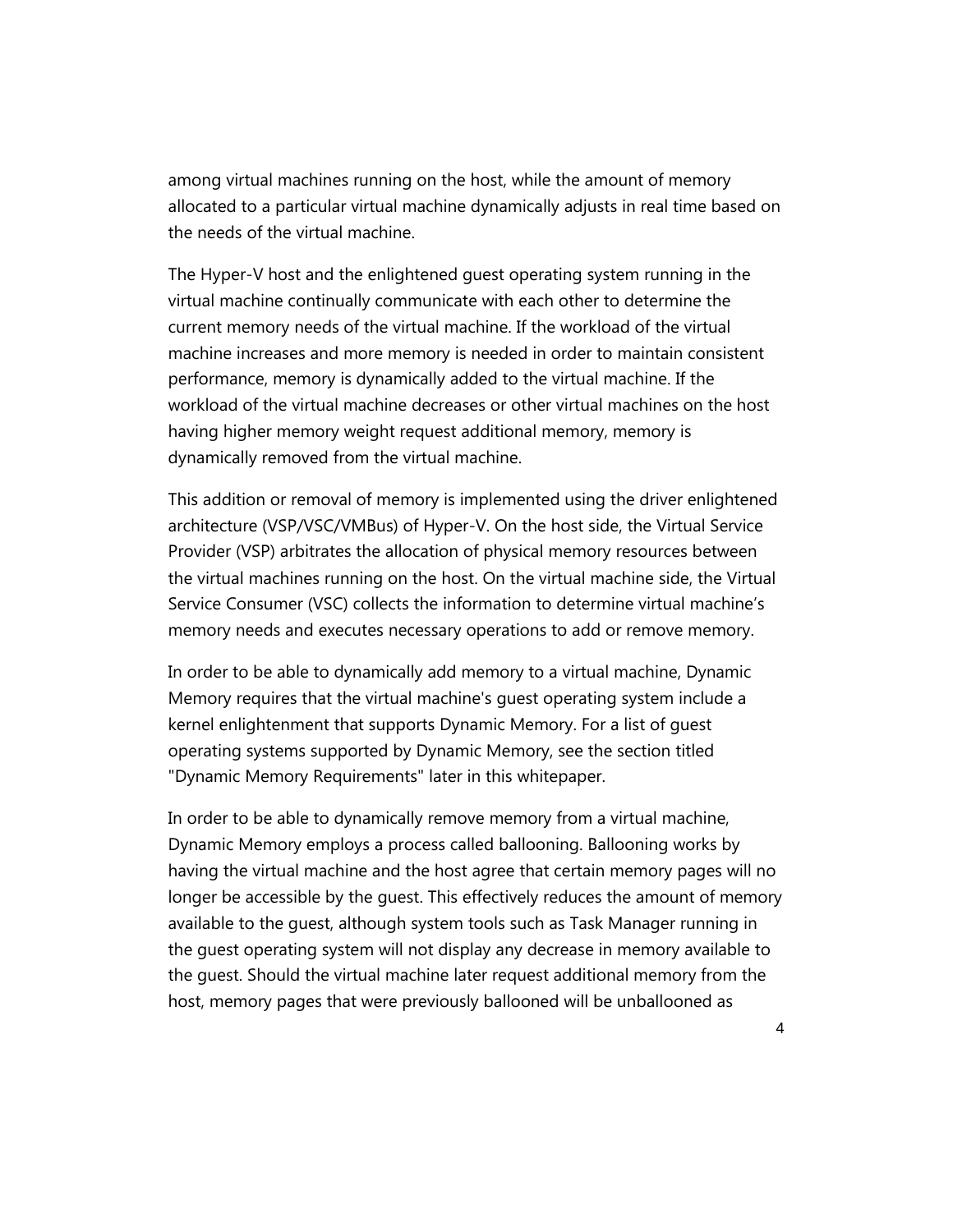among virtual machines running on the host, while the amount of memory allocated to a particular virtual machine dynamically adjusts in real time based on the needs of the virtual machine.

The Hyper-V host and the enlightened guest operating system running in the virtual machine continually communicate with each other to determine the current memory needs of the virtual machine. If the workload of the virtual machine increases and more memory is needed in order to maintain consistent performance, memory is dynamically added to the virtual machine. If the workload of the virtual machine decreases or other virtual machines on the host having higher memory weight request additional memory, memory is dynamically removed from the virtual machine.

This addition or removal of memory is implemented using the driver enlightened architecture (VSP/VSC/VMBus) of Hyper-V. On the host side, the Virtual Service Provider (VSP) arbitrates the allocation of physical memory resources between the virtual machines running on the host. On the virtual machine side, the Virtual Service Consumer (VSC) collects the information to determine virtual machine's memory needs and executes necessary operations to add or remove memory.

In order to be able to dynamically add memory to a virtual machine, Dynamic Memory requires that the virtual machine's guest operating system include a kernel enlightenment that supports Dynamic Memory. For a list of guest operating systems supported by Dynamic Memory, see the section titled "Dynamic Memory Requirements" later in this whitepaper.

In order to be able to dynamically remove memory from a virtual machine, Dynamic Memory employs a process called ballooning. Ballooning works by having the virtual machine and the host agree that certain memory pages will no longer be accessible by the guest. This effectively reduces the amount of memory available to the guest, although system tools such as Task Manager running in the guest operating system will not display any decrease in memory available to the guest. Should the virtual machine later request additional memory from the host, memory pages that were previously ballooned will be unballooned as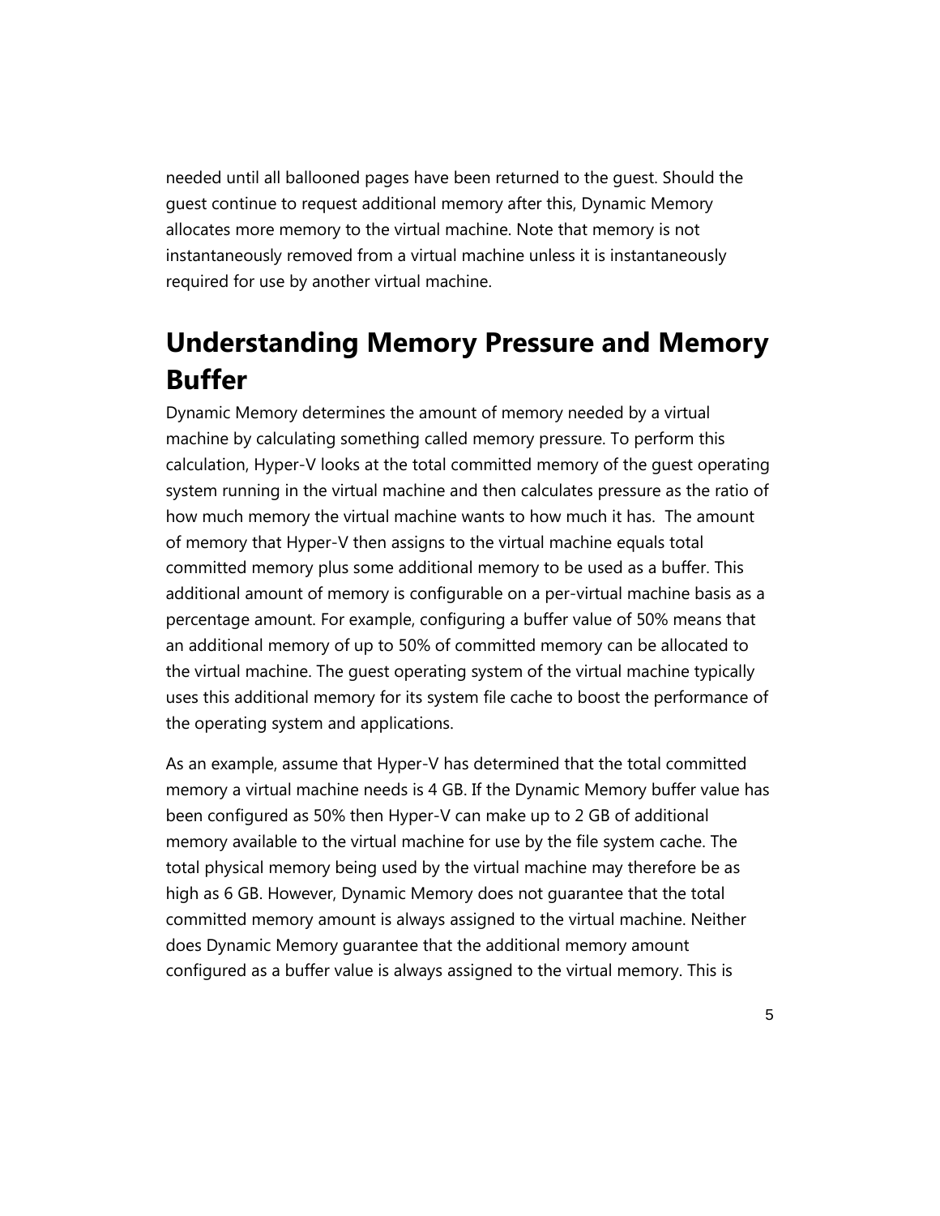needed until all ballooned pages have been returned to the guest. Should the guest continue to request additional memory after this, Dynamic Memory allocates more memory to the virtual machine. Note that memory is not instantaneously removed from a virtual machine unless it is instantaneously required for use by another virtual machine.

# Understanding Memory Pressure and Memory Buffer

Dynamic Memory determines the amount of memory needed by a virtual machine by calculating something called memory pressure. To perform this calculation, Hyper-V looks at the total committed memory of the guest operating system running in the virtual machine and then calculates pressure as the ratio of how much memory the virtual machine wants to how much it has. The amount of memory that Hyper-V then assigns to the virtual machine equals total committed memory plus some additional memory to be used as a buffer. This additional amount of memory is configurable on a per-virtual machine basis as a percentage amount. For example, configuring a buffer value of 50% means that an additional memory of up to 50% of committed memory can be allocated to the virtual machine. The guest operating system of the virtual machine typically uses this additional memory for its system file cache to boost the performance of the operating system and applications.

As an example, assume that Hyper-V has determined that the total committed memory a virtual machine needs is 4 GB. If the Dynamic Memory buffer value has been configured as 50% then Hyper-V can make up to 2 GB of additional memory available to the virtual machine for use by the file system cache. The total physical memory being used by the virtual machine may therefore be as high as 6 GB. However, Dynamic Memory does not guarantee that the total committed memory amount is always assigned to the virtual machine. Neither does Dynamic Memory guarantee that the additional memory amount configured as a buffer value is always assigned to the virtual memory. This is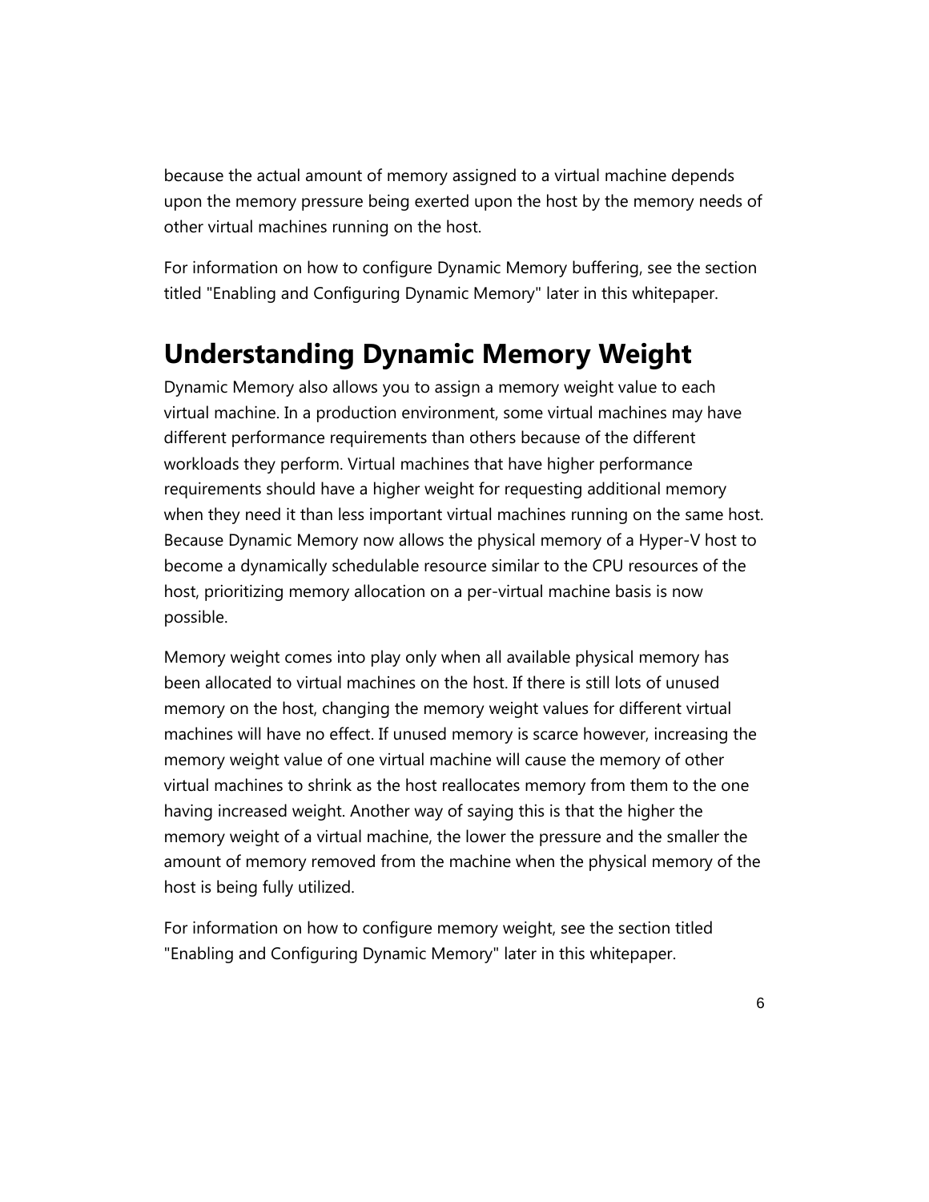because the actual amount of memory assigned to a virtual machine depends upon the memory pressure being exerted upon the host by the memory needs of other virtual machines running on the host.

For information on how to configure Dynamic Memory buffering, see the section titled "Enabling and Configuring Dynamic Memory" later in this whitepaper.

# Understanding Dynamic Memory Weight

Dynamic Memory also allows you to assign a memory weight value to each virtual machine. In a production environment, some virtual machines may have different performance requirements than others because of the different workloads they perform. Virtual machines that have higher performance requirements should have a higher weight for requesting additional memory when they need it than less important virtual machines running on the same host. Because Dynamic Memory now allows the physical memory of a Hyper-V host to become a dynamically schedulable resource similar to the CPU resources of the host, prioritizing memory allocation on a per-virtual machine basis is now possible.

Memory weight comes into play only when all available physical memory has been allocated to virtual machines on the host. If there is still lots of unused memory on the host, changing the memory weight values for different virtual machines will have no effect. If unused memory is scarce however, increasing the memory weight value of one virtual machine will cause the memory of other virtual machines to shrink as the host reallocates memory from them to the one having increased weight. Another way of saying this is that the higher the memory weight of a virtual machine, the lower the pressure and the smaller the amount of memory removed from the machine when the physical memory of the host is being fully utilized.

For information on how to configure memory weight, see the section titled "Enabling and Configuring Dynamic Memory" later in this whitepaper.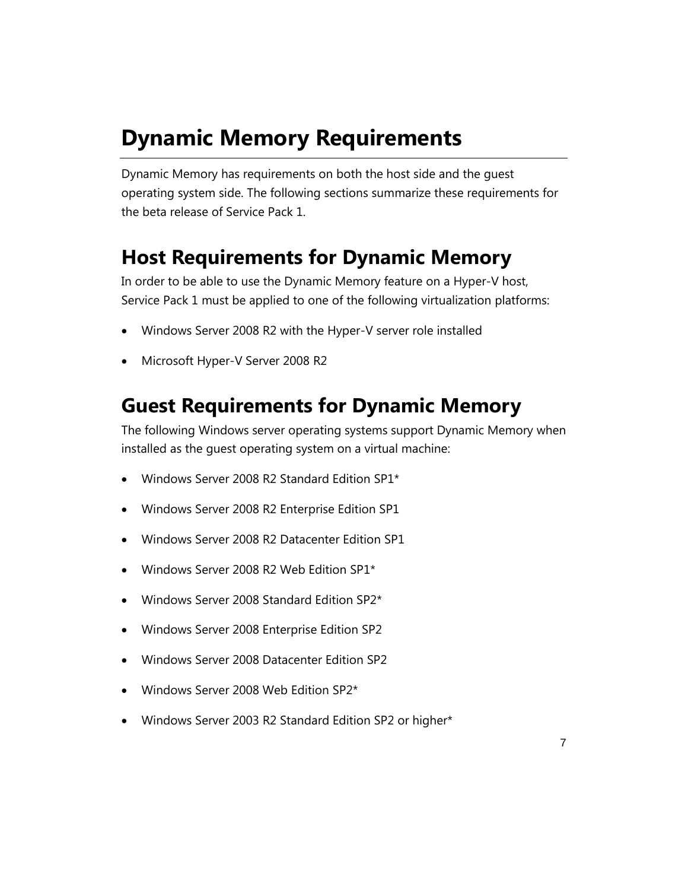# Dynamic Memory Requirements

Dynamic Memory has requirements on both the host side and the guest operating system side. The following sections summarize these requirements for the beta release of Service Pack 1.

## Host Requirements for Dynamic Memory

In order to be able to use the Dynamic Memory feature on a Hyper-V host, Service Pack 1 must be applied to one of the following virtualization platforms:

- Windows Server 2008 R2 with the Hyper-V server role installed
- Microsoft Hyper-V Server 2008 R2

## Guest Requirements for Dynamic Memory

The following Windows server operating systems support Dynamic Memory when installed as the guest operating system on a virtual machine:

- Windows Server 2008 R2 Standard Edition SP1*
- Windows Server 2008 R2 Enterprise Edition SP1
- Windows Server 2008 R2 Datacenter Edition SP1
- Windows Server 2008 R2 Web Edition SP1*
- Windows Server 2008 Standard Edition SP2*
- Windows Server 2008 Enterprise Edition SP2
- Windows Server 2008 Datacenter Edition SP2
- Windows Server 2008 Web Edition SP2*
- Windows Server 2003 R2 Standard Edition SP2 or higher*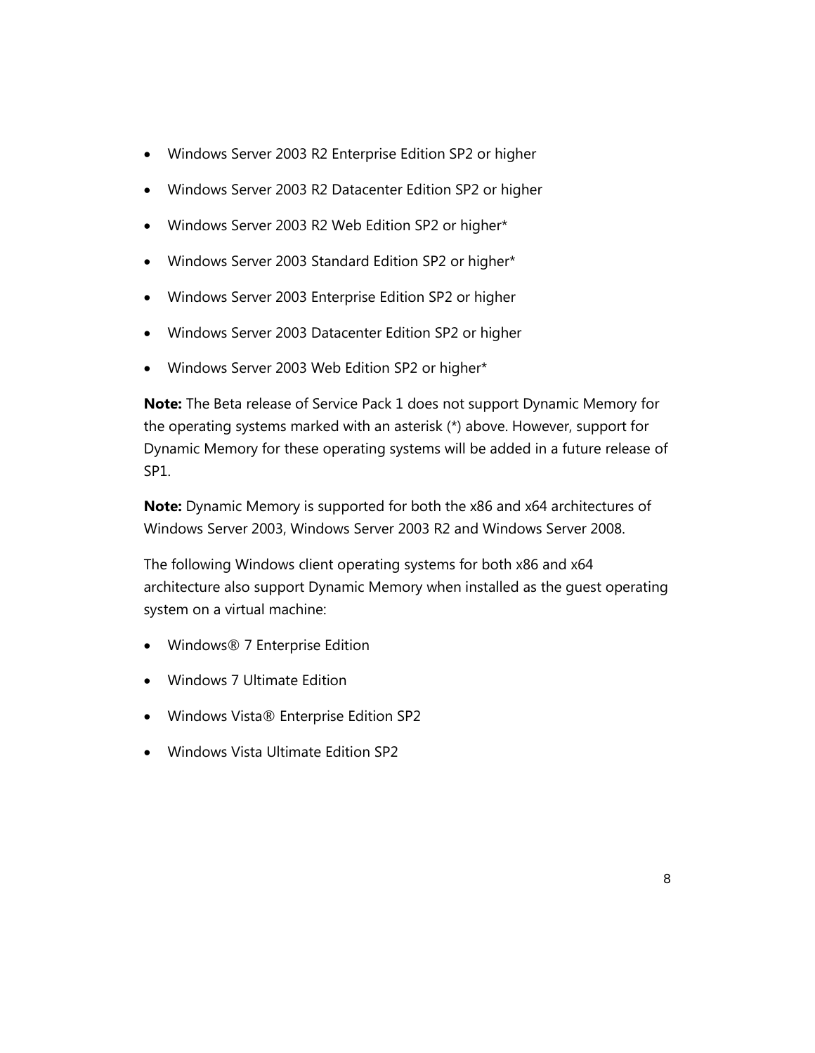- Windows Server 2003 R2 Enterprise Edition SP2 or higher
- Windows Server 2003 R2 Datacenter Edition SP2 or higher
- Windows Server 2003 R2 Web Edition SP2 or higher*
- Windows Server 2003 Standard Edition SP2 or higher*
- Windows Server 2003 Enterprise Edition SP2 or higher
- Windows Server 2003 Datacenter Edition SP2 or higher
- Windows Server 2003 Web Edition SP2 or higher*

**Note:** The Beta release of Service Pack 1 does not support Dynamic Memory for the operating systems marked with an asterisk (*) above. However, support for Dynamic Memory for these operating systems will be added in a future release of SP1.

**Note:** Dynamic Memory is supported for both the x86 and x64 architectures of Windows Server 2003, Windows Server 2003 R2 and Windows Server 2008.

The following Windows client operating systems for both x86 and x64 architecture also support Dynamic Memory when installed as the guest operating system on a virtual machine:

- Windows® 7 Enterprise Edition
- Windows 7 Ultimate Edition
- Windows Vista® Enterprise Edition SP2
- Windows Vista Ultimate Edition SP2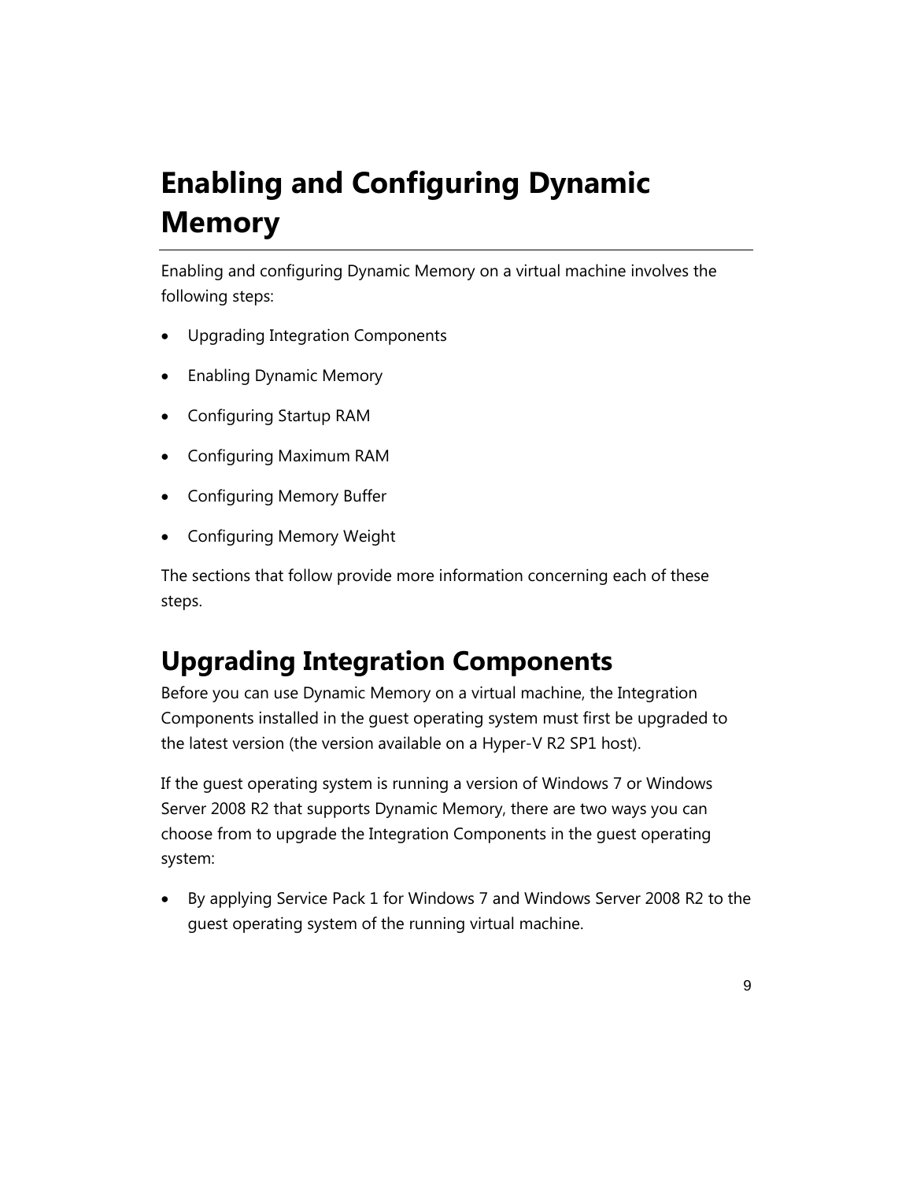# Enabling and Configuring Dynamic Memory

Enabling and configuring Dynamic Memory on a virtual machine involves the following steps:

- Upgrading Integration Components
- Enabling Dynamic Memory
- Configuring Startup RAM
- Configuring Maximum RAM
- Configuring Memory Buffer
- Configuring Memory Weight

The sections that follow provide more information concerning each of these steps.

## Upgrading Integration Components

Before you can use Dynamic Memory on a virtual machine, the Integration Components installed in the guest operating system must first be upgraded to the latest version (the version available on a Hyper-V R2 SP1 host).

If the guest operating system is running a version of Windows 7 or Windows Server 2008 R2 that supports Dynamic Memory, there are two ways you can choose from to upgrade the Integration Components in the guest operating system:

- By applying Service Pack 1 for Windows 7 and Windows Server 2008 R2 to the guest operating system of the running virtual machine.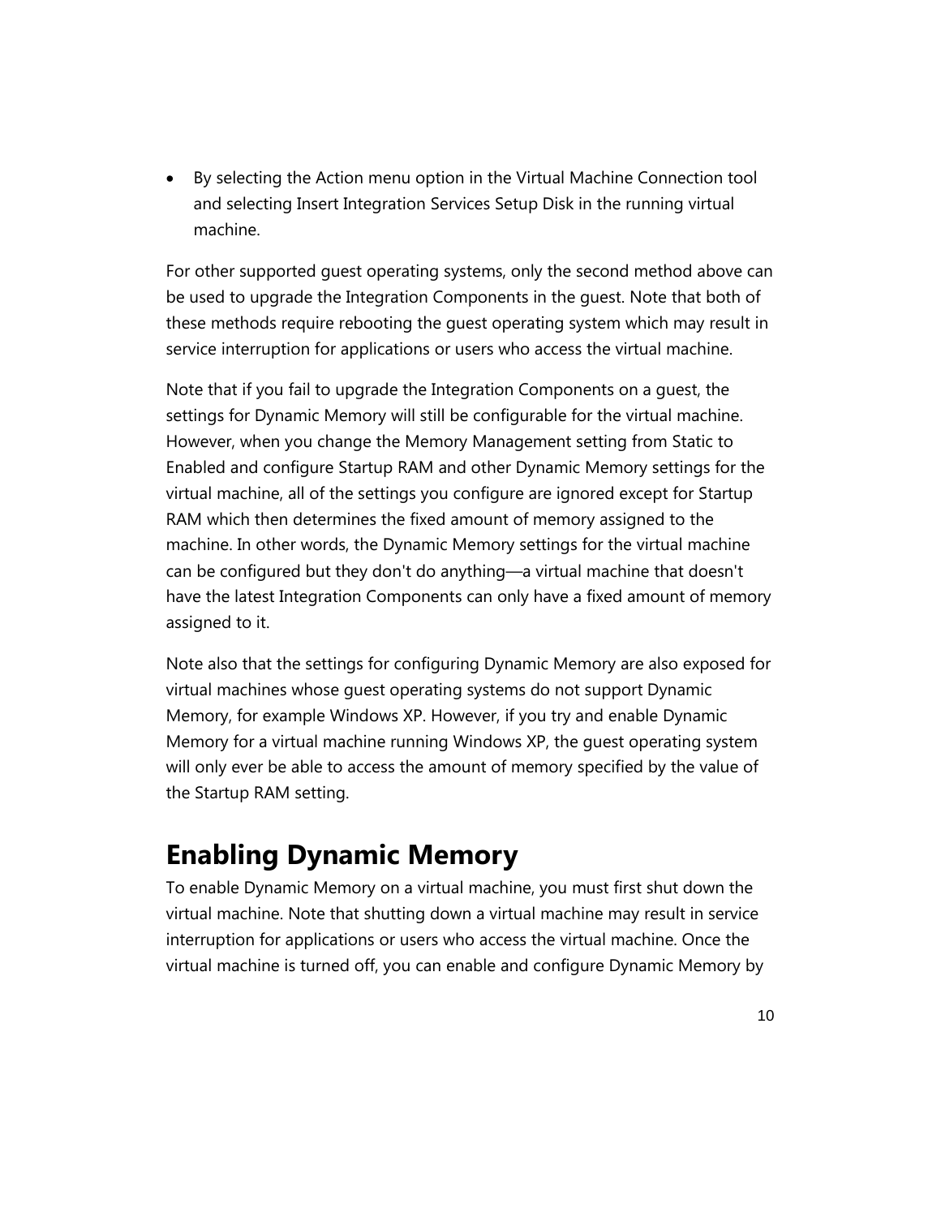- By selecting the Action menu option in the Virtual Machine Connection tool and selecting Insert Integration Services Setup Disk in the running virtual machine.

For other supported guest operating systems, only the second method above can be used to upgrade the Integration Components in the guest. Note that both of these methods require rebooting the guest operating system which may result in service interruption for applications or users who access the virtual machine.

Note that if you fail to upgrade the Integration Components on a guest, the settings for Dynamic Memory will still be configurable for the virtual machine. However, when you change the Memory Management setting from Static to Enabled and configure Startup RAM and other Dynamic Memory settings for the virtual machine, all of the settings you configure are ignored except for Startup RAM which then determines the fixed amount of memory assigned to the machine. In other words, the Dynamic Memory settings for the virtual machine can be configured but they don't do anything—a virtual machine that doesn't have the latest Integration Components can only have a fixed amount of memory assigned to it.

Note also that the settings for configuring Dynamic Memory are also exposed for virtual machines whose guest operating systems do not support Dynamic Memory, for example Windows XP. However, if you try and enable Dynamic Memory for a virtual machine running Windows XP, the guest operating system will only ever be able to access the amount of memory specified by the value of the Startup RAM setting.

## Enabling Dynamic Memory

To enable Dynamic Memory on a virtual machine, you must first shut down the virtual machine. Note that shutting down a virtual machine may result in service interruption for applications or users who access the virtual machine. Once the virtual machine is turned off, you can enable and configure Dynamic Memory by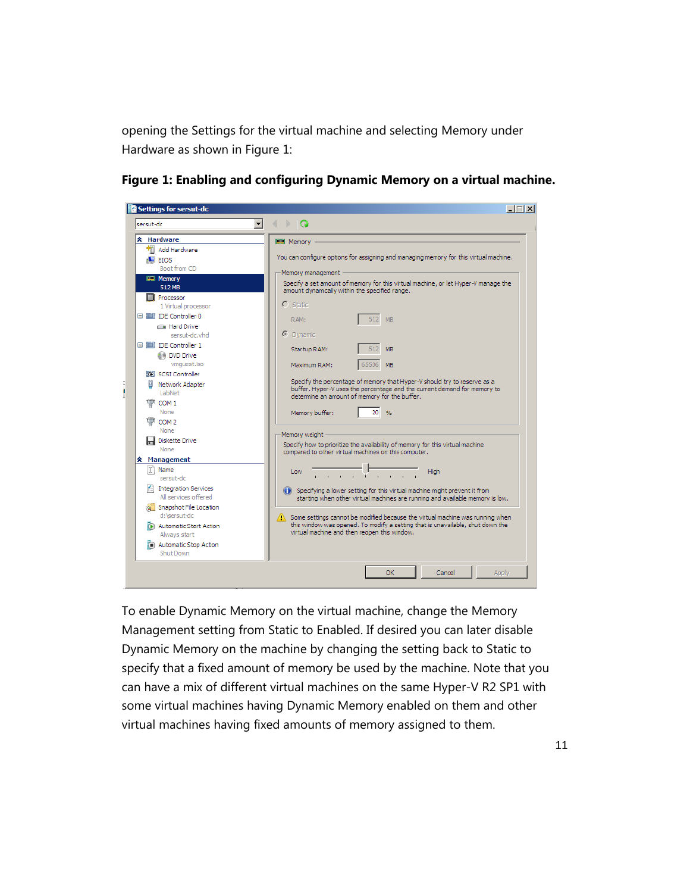opening the Settings for the virtual machine and selecting Memory under Hardware as shown in Figure 1:

**Figure 1: Enabling and configuring Dynamic Memory on a virtual machine.**

To enable Dynamic Memory on the virtual machine, change the Memory Management setting from Static to Enabled. If desired you can later disable Dynamic Memory on the machine by changing the setting back to Static to specify that a fixed amount of memory be used by the machine. Note that you can have a mix of different virtual machines on the same Hyper-V R2 SP1 with some virtual machines having Dynamic Memory enabled on them and other virtual machines having fixed amounts of memory assigned to them.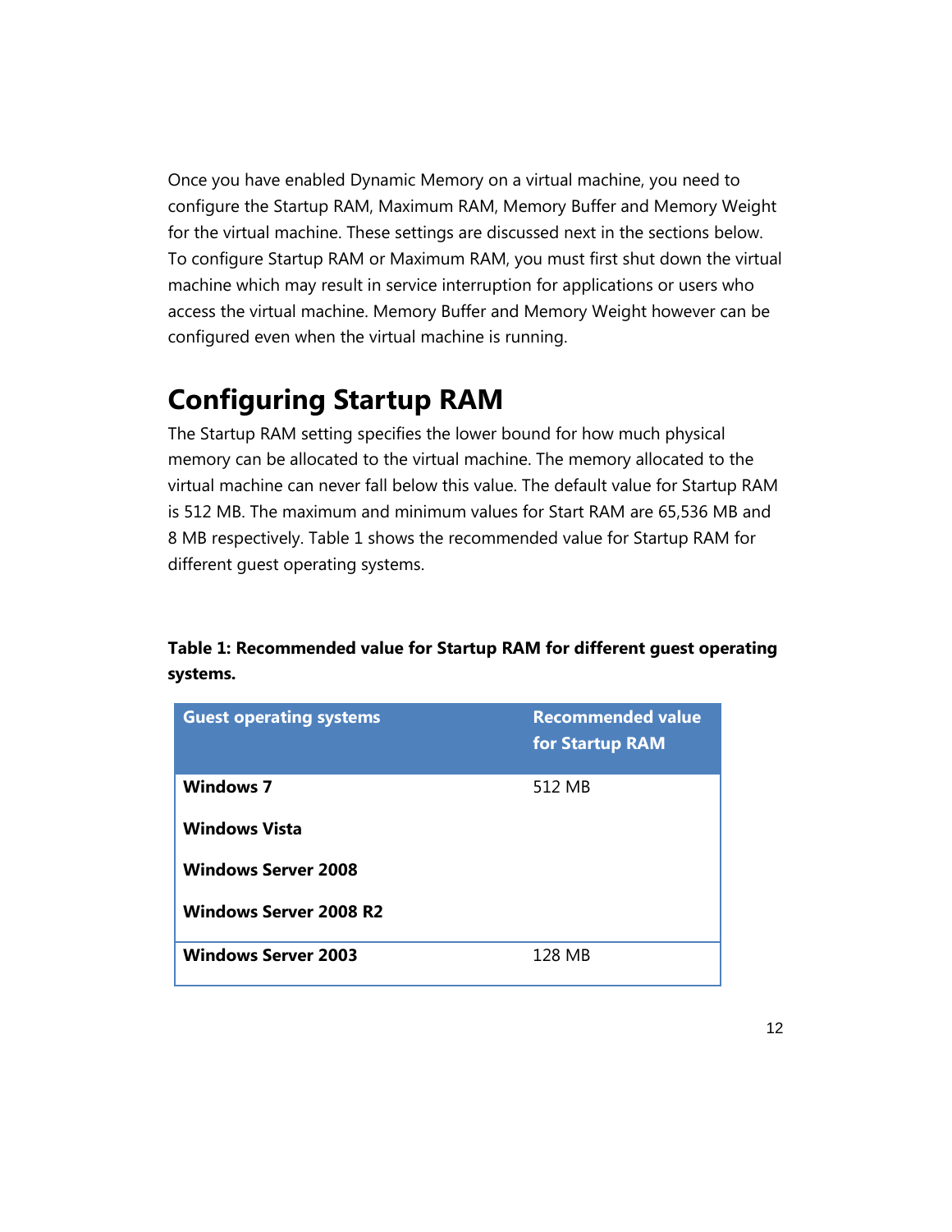Once you have enabled Dynamic Memory on a virtual machine, you need to configure the Startup RAM, Maximum RAM, Memory Buffer and Memory Weight for the virtual machine. These settings are discussed next in the sections below. To configure Startup RAM or Maximum RAM, you must first shut down the virtual machine which may result in service interruption for applications or users who access the virtual machine. Memory Buffer and Memory Weight however can be configured even when the virtual machine is running.

## Configuring Startup RAM

The Startup RAM setting specifies the lower bound for how much physical memory can be allocated to the virtual machine. The memory allocated to the virtual machine can never fall below this value. The default value for Startup RAM is 512 MB. The maximum and minimum values for Start RAM are 65,536 MB and 8 MB respectively. Table 1 shows the recommended value for Startup RAM for different guest operating systems.

**Table 1: Recommended value for Startup RAM for different guest operating systems.**

| Guest operating systems | Recommended value for Startup RAM |
| --- | --- |
| **Windows 7**<br>**Windows Vista**<br>**Windows Server 2008**<br>**Windows Server 2008 R2** | 512 MB |
| **Windows Server 2003** | 128 MB |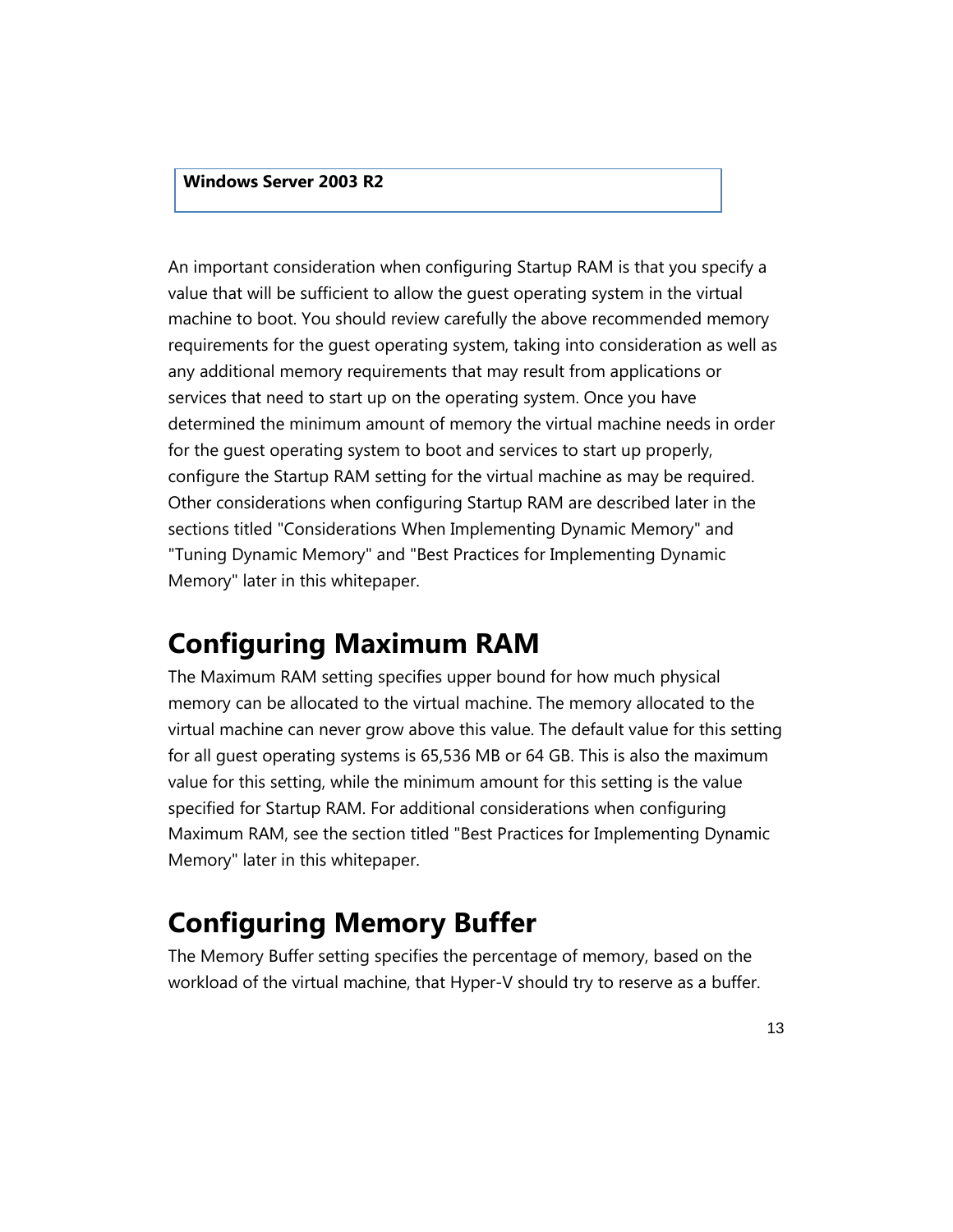| **Windows Server 2003 R2** |
| --- |

An important consideration when configuring Startup RAM is that you specify a value that will be sufficient to allow the guest operating system in the virtual machine to boot. You should review carefully the above recommended memory requirements for the guest operating system, taking into consideration as well as any additional memory requirements that may result from applications or services that need to start up on the operating system. Once you have determined the minimum amount of memory the virtual machine needs in order for the guest operating system to boot and services to start up properly, configure the Startup RAM setting for the virtual machine as may be required. Other considerations when configuring Startup RAM are described later in the sections titled "Considerations When Implementing Dynamic Memory" and "Tuning Dynamic Memory" and "Best Practices for Implementing Dynamic Memory" later in this whitepaper.

# Configuring Maximum RAM

The Maximum RAM setting specifies upper bound for how much physical memory can be allocated to the virtual machine. The memory allocated to the virtual machine can never grow above this value. The default value for this setting for all guest operating systems is 65,536 MB or 64 GB. This is also the maximum value for this setting, while the minimum amount for this setting is the value specified for Startup RAM. For additional considerations when configuring Maximum RAM, see the section titled "Best Practices for Implementing Dynamic Memory" later in this whitepaper.

# Configuring Memory Buffer

The Memory Buffer setting specifies the percentage of memory, based on the workload of the virtual machine, that Hyper-V should try to reserve as a buffer.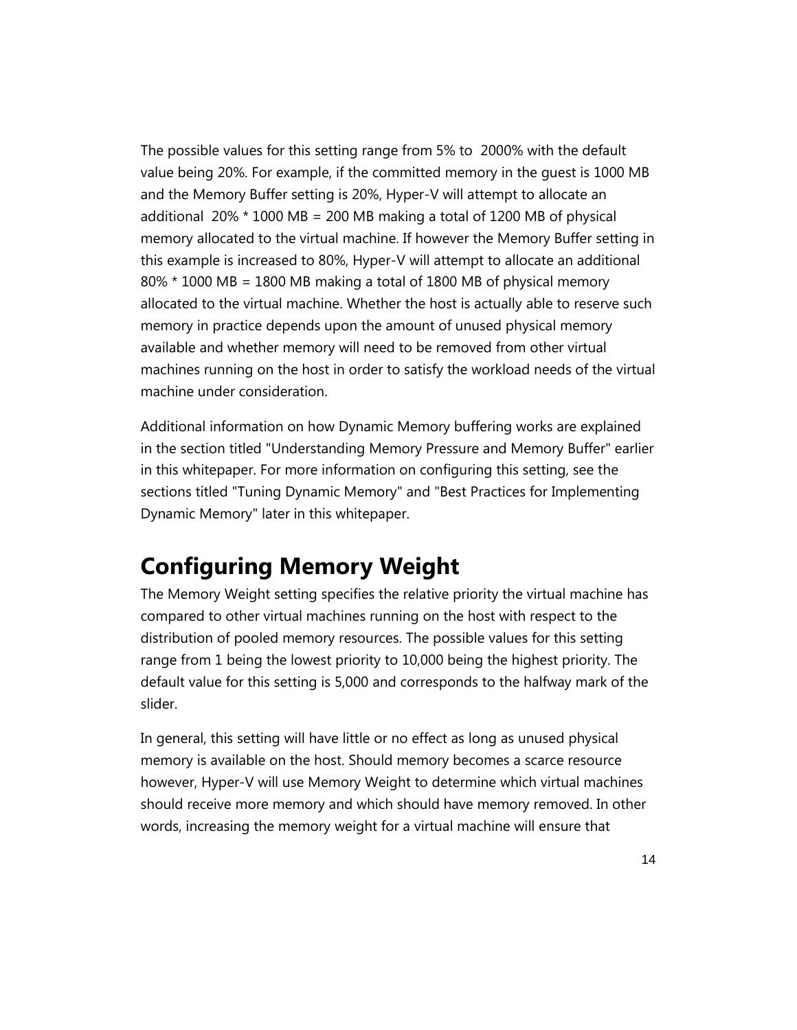The possible values for this setting range from 5% to  2000% with the default value being 20%. For example, if the committed memory in the guest is 1000 MB and the Memory Buffer setting is 20%, Hyper-V will attempt to allocate an additional  20% * 1000 MB = 200 MB making a total of 1200 MB of physical memory allocated to the virtual machine. If however the Memory Buffer setting in this example is increased to 80%, Hyper-V will attempt to allocate an additional 80% * 1000 MB = 1800 MB making a total of 1800 MB of physical memory allocated to the virtual machine. Whether the host is actually able to reserve such memory in practice depends upon the amount of unused physical memory available and whether memory will need to be removed from other virtual machines running on the host in order to satisfy the workload needs of the virtual machine under consideration.

Additional information on how Dynamic Memory buffering works are explained in the section titled "Understanding Memory Pressure and Memory Buffer" earlier in this whitepaper. For more information on configuring this setting, see the sections titled "Tuning Dynamic Memory" and "Best Practices for Implementing Dynamic Memory" later in this whitepaper.

# Configuring Memory Weight

The Memory Weight setting specifies the relative priority the virtual machine has compared to other virtual machines running on the host with respect to the distribution of pooled memory resources. The possible values for this setting range from 1 being the lowest priority to 10,000 being the highest priority. The default value for this setting is 5,000 and corresponds to the halfway mark of the slider.

In general, this setting will have little or no effect as long as unused physical memory is available on the host. Should memory becomes a scarce resource however, Hyper-V will use Memory Weight to determine which virtual machines should receive more memory and which should have memory removed. In other words, increasing the memory weight for a virtual machine will ensure that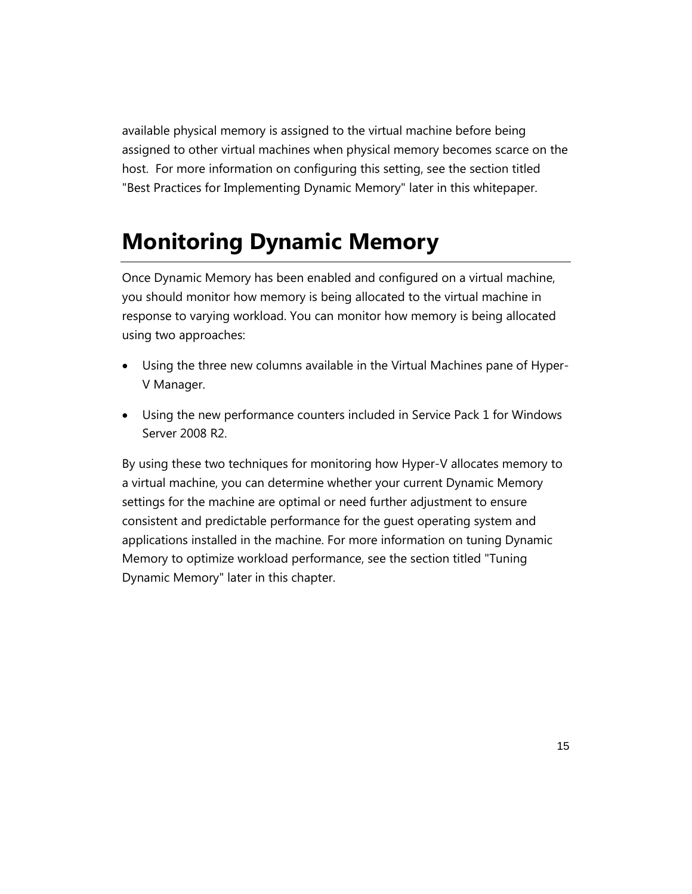available physical memory is assigned to the virtual machine before being assigned to other virtual machines when physical memory becomes scarce on the host. For more information on configuring this setting, see the section titled "Best Practices for Implementing Dynamic Memory" later in this whitepaper.

# Monitoring Dynamic Memory

Once Dynamic Memory has been enabled and configured on a virtual machine, you should monitor how memory is being allocated to the virtual machine in response to varying workload. You can monitor how memory is being allocated using two approaches:

- Using the three new columns available in the Virtual Machines pane of Hyper-V Manager.
- Using the new performance counters included in Service Pack 1 for Windows Server 2008 R2.

By using these two techniques for monitoring how Hyper-V allocates memory to a virtual machine, you can determine whether your current Dynamic Memory settings for the machine are optimal or need further adjustment to ensure consistent and predictable performance for the guest operating system and applications installed in the machine. For more information on tuning Dynamic Memory to optimize workload performance, see the section titled "Tuning Dynamic Memory" later in this chapter.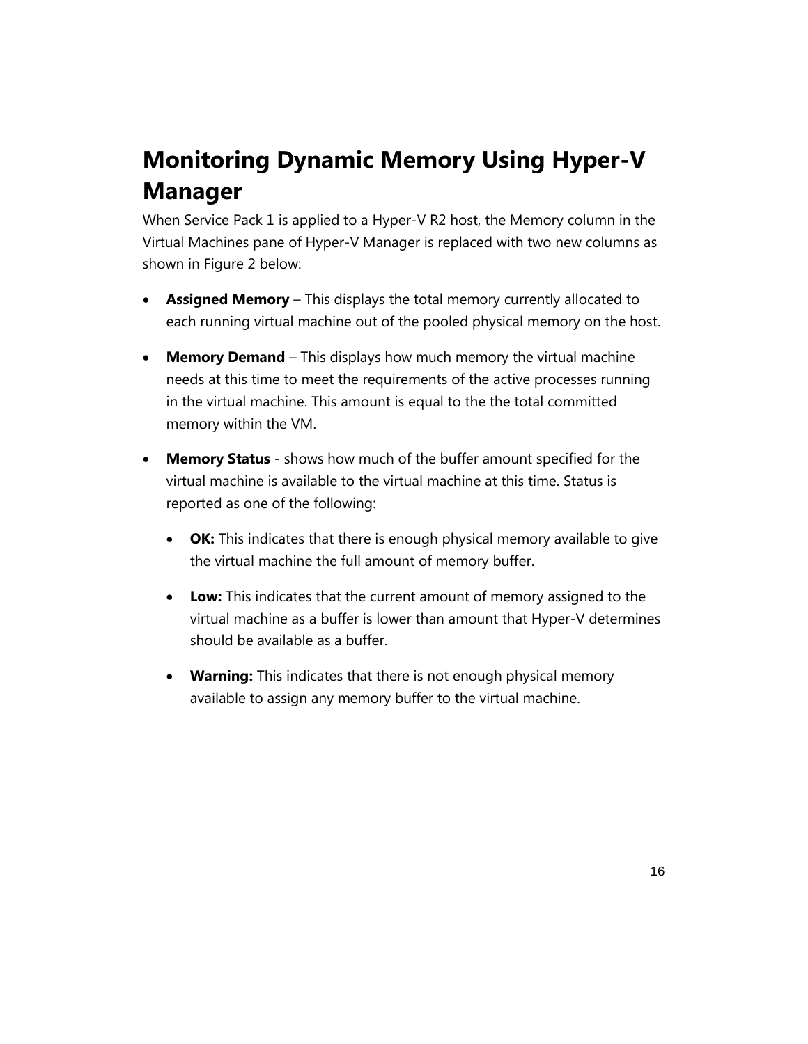# Monitoring Dynamic Memory Using Hyper-V Manager

When Service Pack 1 is applied to a Hyper-V R2 host, the Memory column in the Virtual Machines pane of Hyper-V Manager is replaced with two new columns as shown in Figure 2 below:

- **Assigned Memory** – This displays the total memory currently allocated to each running virtual machine out of the pooled physical memory on the host.
- **Memory Demand** – This displays how much memory the virtual machine needs at this time to meet the requirements of the active processes running in the virtual machine. This amount is equal to the the total committed memory within the VM.
- **Memory Status** - shows how much of the buffer amount specified for the virtual machine is available to the virtual machine at this time. Status is reported as one of the following:
  - **OK:** This indicates that there is enough physical memory available to give the virtual machine the full amount of memory buffer.
  - **Low:** This indicates that the current amount of memory assigned to the virtual machine as a buffer is lower than amount that Hyper-V determines should be available as a buffer.
  - **Warning:** This indicates that there is not enough physical memory available to assign any memory buffer to the virtual machine.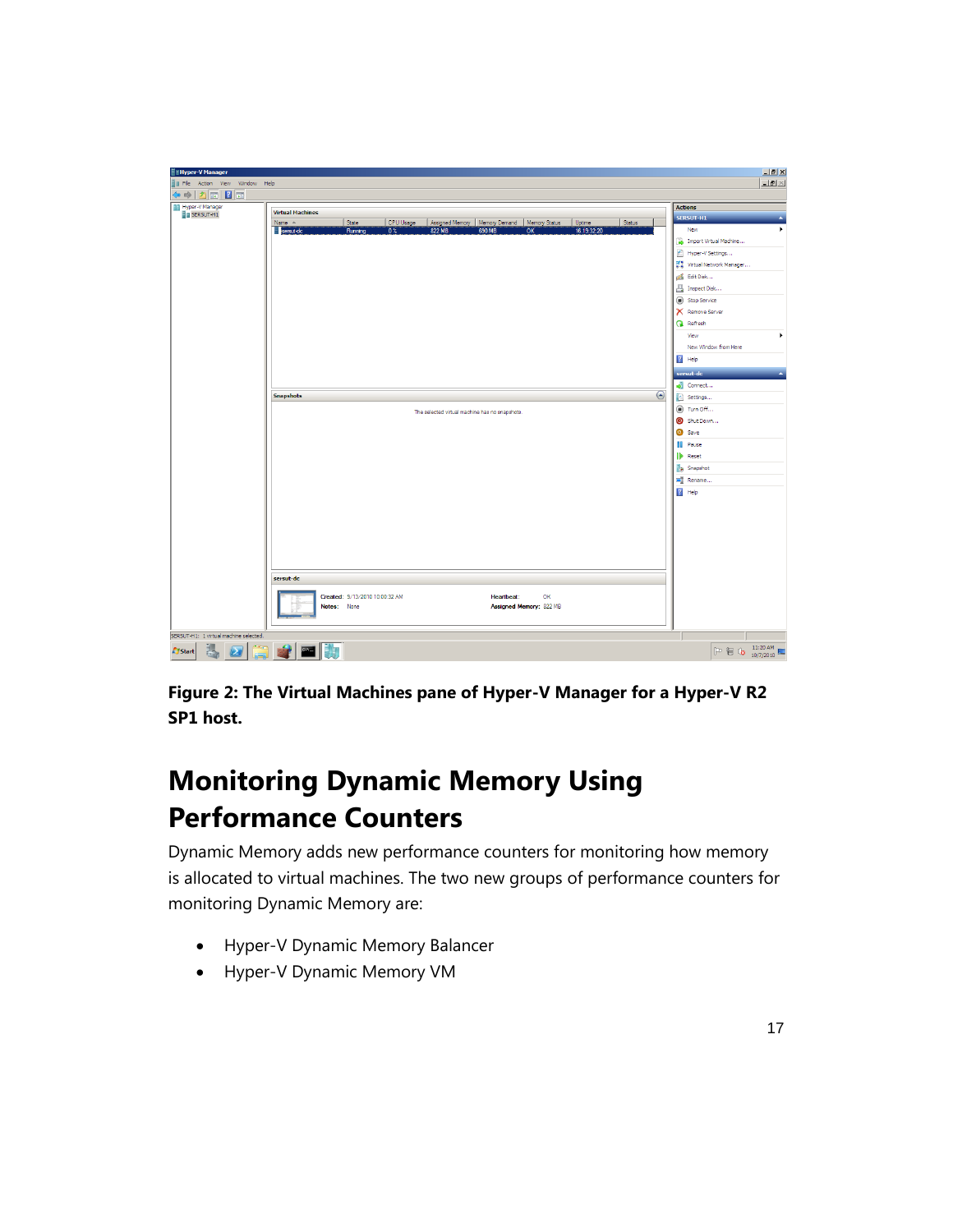**Figure 2: The Virtual Machines pane of Hyper-V Manager for a Hyper-V R2 SP1 host.**

## Monitoring Dynamic Memory Using Performance Counters

Dynamic Memory adds new performance counters for monitoring how memory is allocated to virtual machines. The two new groups of performance counters for monitoring Dynamic Memory are:

- Hyper-V Dynamic Memory Balancer
- Hyper-V Dynamic Memory VM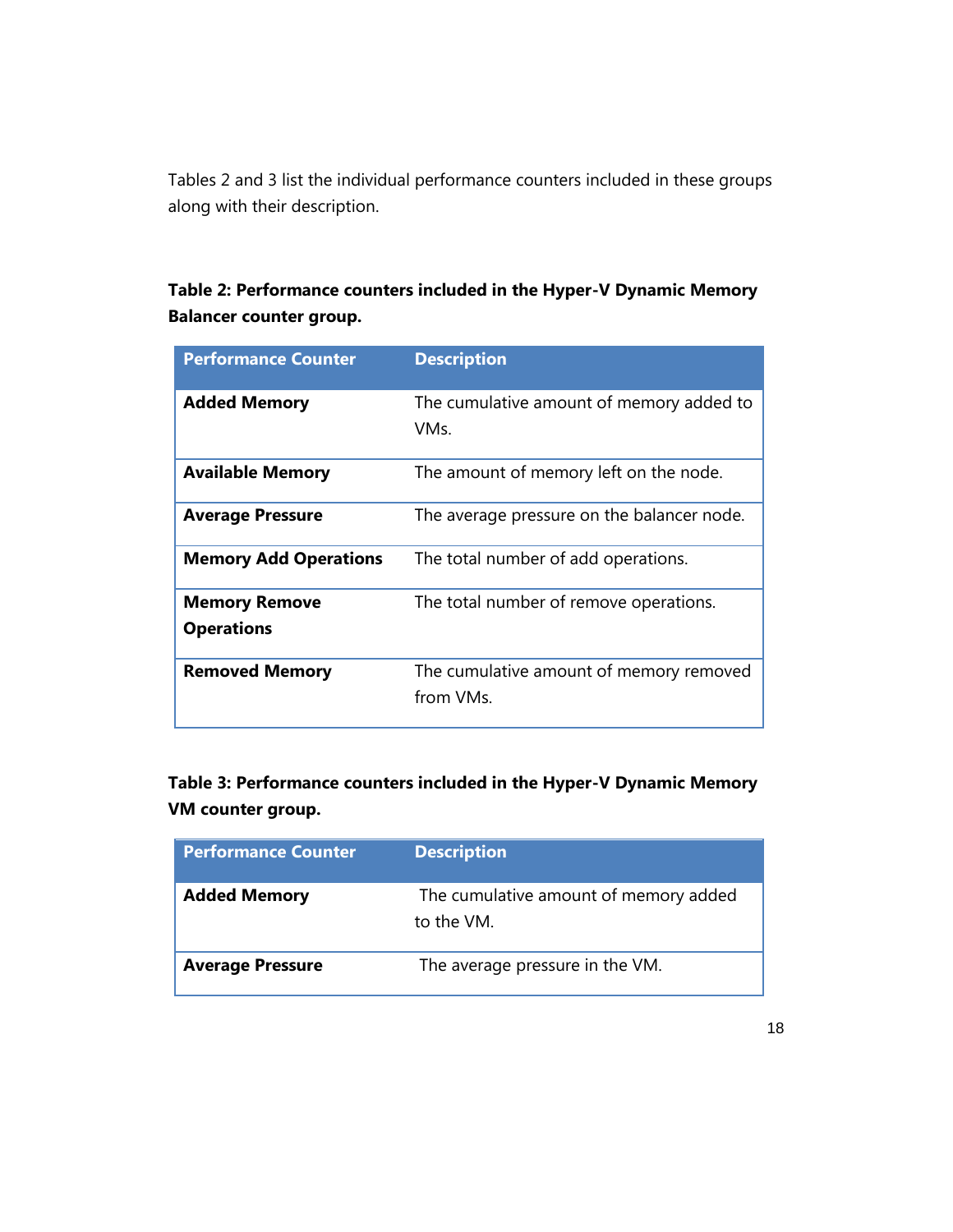Tables 2 and 3 list the individual performance counters included in these groups along with their description.

**Table 2: Performance counters included in the Hyper-V Dynamic Memory Balancer counter group.**

| Performance Counter | Description |
|---|---|
| **Added Memory** | The cumulative amount of memory added to VMs. |
| **Available Memory** | The amount of memory left on the node. |
| **Average Pressure** | The average pressure on the balancer node. |
| **Memory Add Operations** | The total number of add operations. |
| **Memory Remove Operations** | The total number of remove operations. |
| **Removed Memory** | The cumulative amount of memory removed from VMs. |

**Table 3: Performance counters included in the Hyper-V Dynamic Memory VM counter group.**

| Performance Counter | Description |
|---|---|
| **Added Memory** | The cumulative amount of memory added to the VM. |
| **Average Pressure** | The average pressure in the VM. |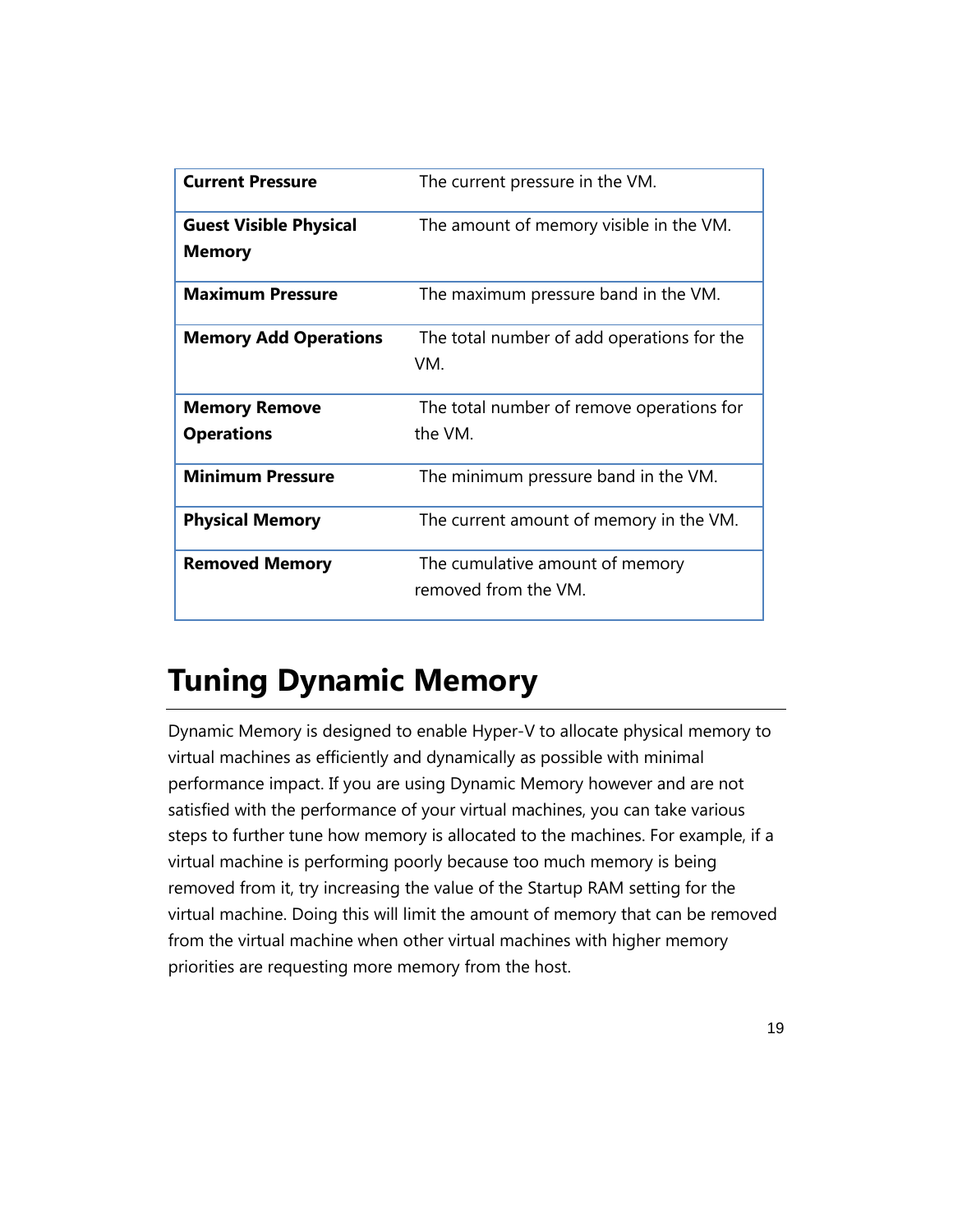| | |
|---|---|
| **Current Pressure** | The current pressure in the VM. |
| **Guest Visible Physical Memory** | The amount of memory visible in the VM. |
| **Maximum Pressure** | The maximum pressure band in the VM. |
| **Memory Add Operations** | The total number of add operations for the VM. |
| **Memory Remove Operations** | The total number of remove operations for the VM. |
| **Minimum Pressure** | The minimum pressure band in the VM. |
| **Physical Memory** | The current amount of memory in the VM. |
| **Removed Memory** | The cumulative amount of memory removed from the VM. |

# Tuning Dynamic Memory

Dynamic Memory is designed to enable Hyper-V to allocate physical memory to virtual machines as efficiently and dynamically as possible with minimal performance impact. If you are using Dynamic Memory however and are not satisfied with the performance of your virtual machines, you can take various steps to further tune how memory is allocated to the machines. For example, if a virtual machine is performing poorly because too much memory is being removed from it, try increasing the value of the Startup RAM setting for the virtual machine. Doing this will limit the amount of memory that can be removed from the virtual machine when other virtual machines with higher memory priorities are requesting more memory from the host.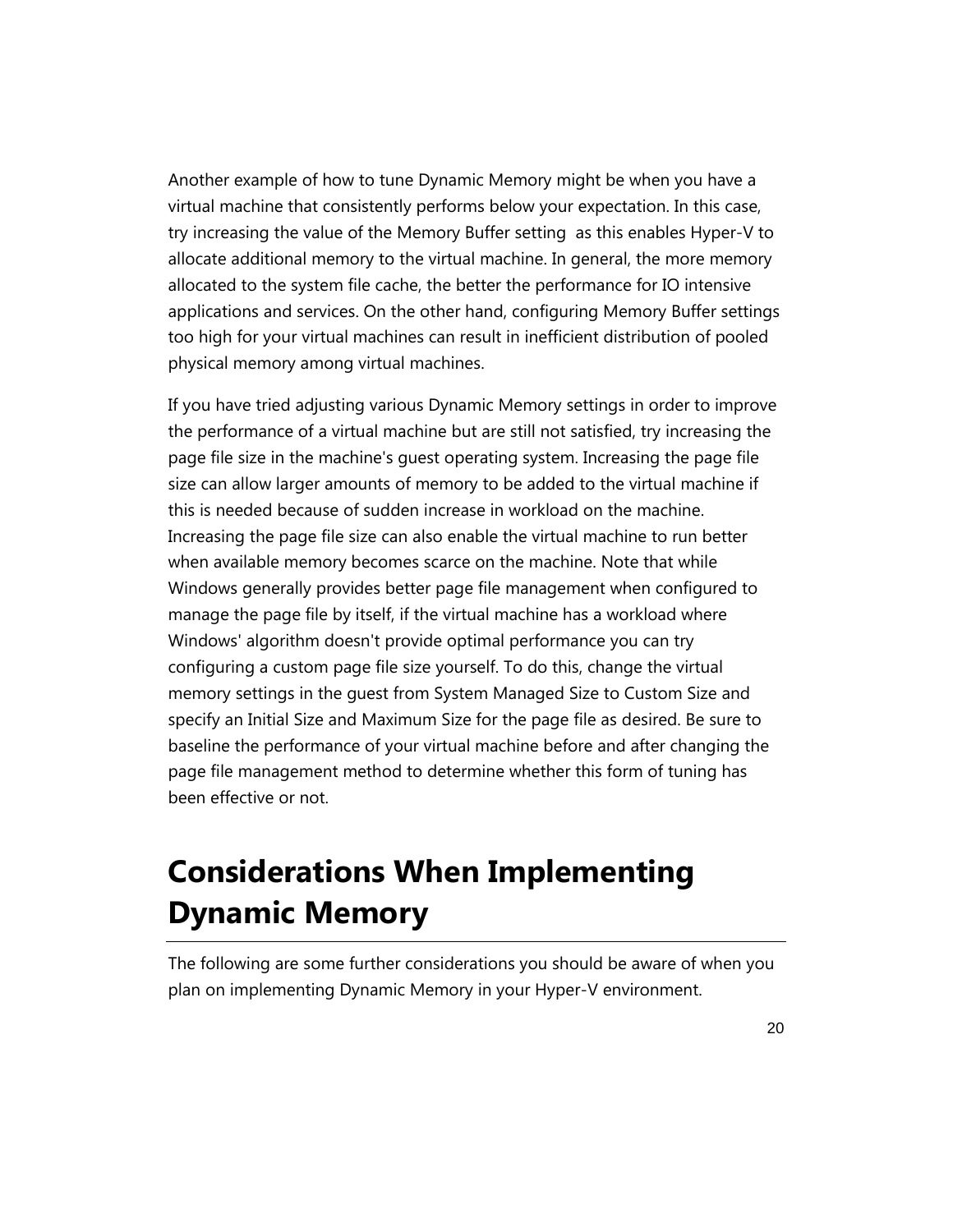Another example of how to tune Dynamic Memory might be when you have a virtual machine that consistently performs below your expectation. In this case, try increasing the value of the Memory Buffer setting  as this enables Hyper-V to allocate additional memory to the virtual machine. In general, the more memory allocated to the system file cache, the better the performance for IO intensive applications and services. On the other hand, configuring Memory Buffer settings too high for your virtual machines can result in inefficient distribution of pooled physical memory among virtual machines.

If you have tried adjusting various Dynamic Memory settings in order to improve the performance of a virtual machine but are still not satisfied, try increasing the page file size in the machine's guest operating system. Increasing the page file size can allow larger amounts of memory to be added to the virtual machine if this is needed because of sudden increase in workload on the machine. Increasing the page file size can also enable the virtual machine to run better when available memory becomes scarce on the machine. Note that while Windows generally provides better page file management when configured to manage the page file by itself, if the virtual machine has a workload where Windows' algorithm doesn't provide optimal performance you can try configuring a custom page file size yourself. To do this, change the virtual memory settings in the guest from System Managed Size to Custom Size and specify an Initial Size and Maximum Size for the page file as desired. Be sure to baseline the performance of your virtual machine before and after changing the page file management method to determine whether this form of tuning has been effective or not.

# Considerations When Implementing Dynamic Memory

The following are some further considerations you should be aware of when you plan on implementing Dynamic Memory in your Hyper-V environment.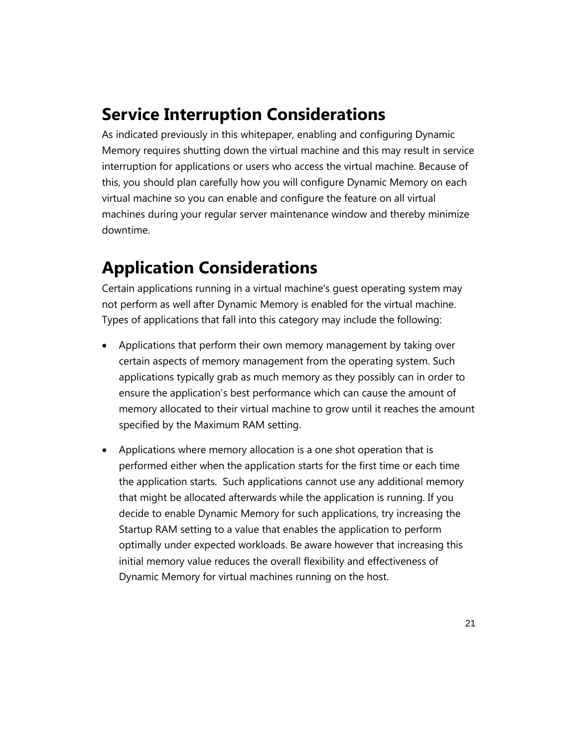## Service Interruption Considerations

As indicated previously in this whitepaper, enabling and configuring Dynamic Memory requires shutting down the virtual machine and this may result in service interruption for applications or users who access the virtual machine. Because of this, you should plan carefully how you will configure Dynamic Memory on each virtual machine so you can enable and configure the feature on all virtual machines during your regular server maintenance window and thereby minimize downtime.

## Application Considerations

Certain applications running in a virtual machine's guest operating system may not perform as well after Dynamic Memory is enabled for the virtual machine. Types of applications that fall into this category may include the following:

- Applications that perform their own memory management by taking over certain aspects of memory management from the operating system. Such applications typically grab as much memory as they possibly can in order to ensure the application's best performance which can cause the amount of memory allocated to their virtual machine to grow until it reaches the amount specified by the Maximum RAM setting.

- Applications where memory allocation is a one shot operation that is performed either when the application starts for the first time or each time the application starts. Such applications cannot use any additional memory that might be allocated afterwards while the application is running. If you decide to enable Dynamic Memory for such applications, try increasing the Startup RAM setting to a value that enables the application to perform optimally under expected workloads. Be aware however that increasing this initial memory value reduces the overall flexibility and effectiveness of Dynamic Memory for virtual machines running on the host.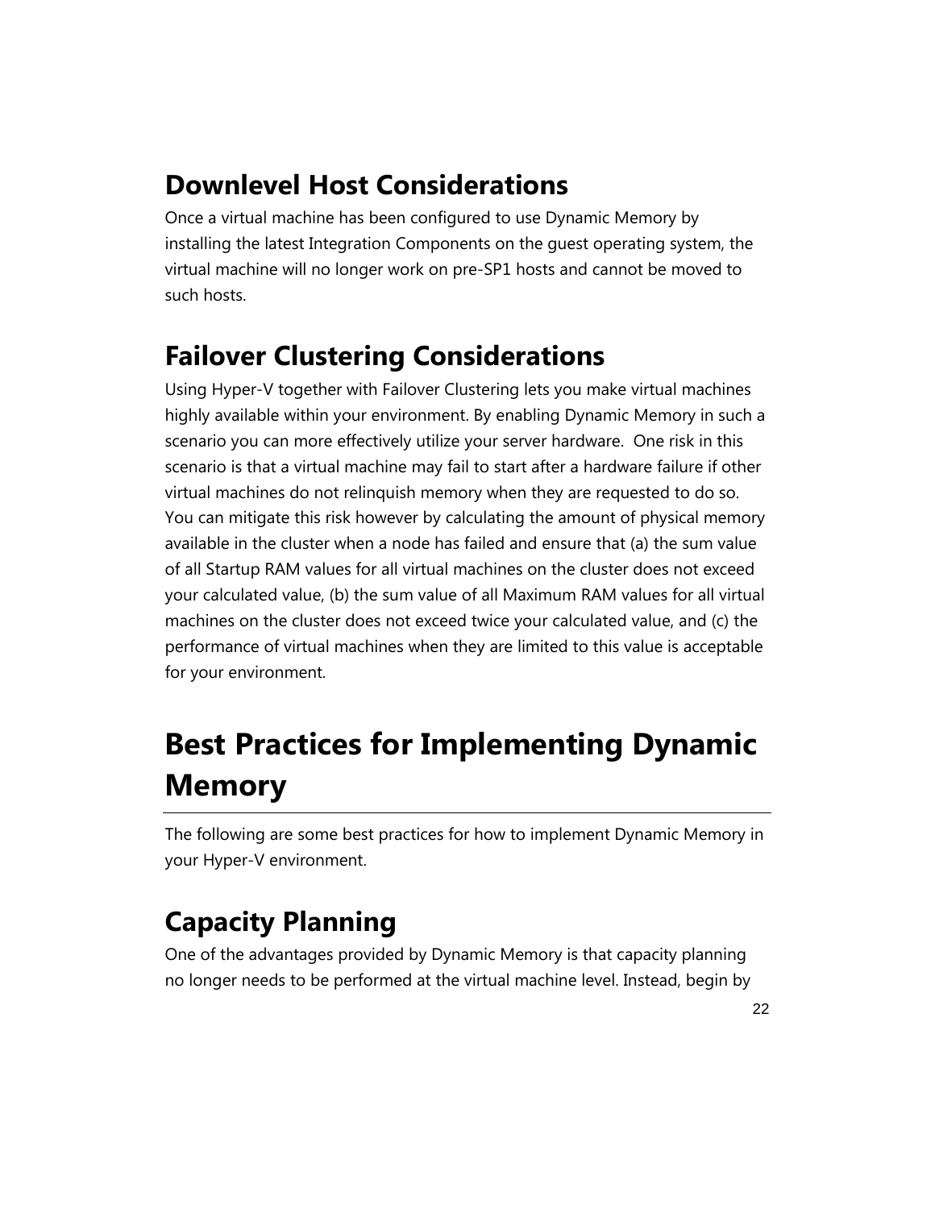## Downlevel Host Considerations

Once a virtual machine has been configured to use Dynamic Memory by installing the latest Integration Components on the guest operating system, the virtual machine will no longer work on pre-SP1 hosts and cannot be moved to such hosts.

## Failover Clustering Considerations

Using Hyper-V together with Failover Clustering lets you make virtual machines highly available within your environment. By enabling Dynamic Memory in such a scenario you can more effectively utilize your server hardware. One risk in this scenario is that a virtual machine may fail to start after a hardware failure if other virtual machines do not relinquish memory when they are requested to do so. You can mitigate this risk however by calculating the amount of physical memory available in the cluster when a node has failed and ensure that (a) the sum value of all Startup RAM values for all virtual machines on the cluster does not exceed your calculated value, (b) the sum value of all Maximum RAM values for all virtual machines on the cluster does not exceed twice your calculated value, and (c) the performance of virtual machines when they are limited to this value is acceptable for your environment.

# Best Practices for Implementing Dynamic Memory

The following are some best practices for how to implement Dynamic Memory in your Hyper-V environment.

## Capacity Planning

One of the advantages provided by Dynamic Memory is that capacity planning no longer needs to be performed at the virtual machine level. Instead, begin by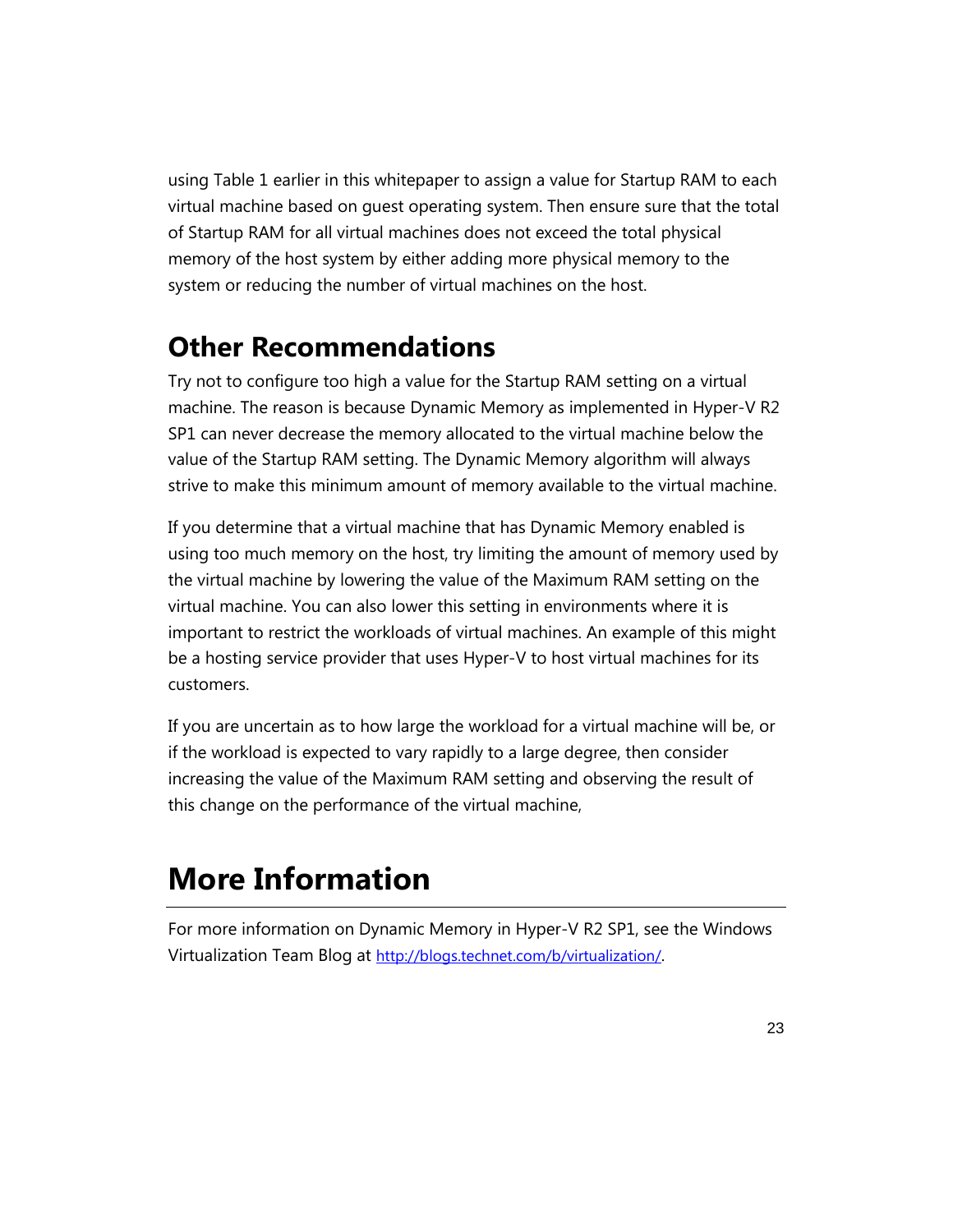using Table 1 earlier in this whitepaper to assign a value for Startup RAM to each virtual machine based on guest operating system. Then ensure sure that the total of Startup RAM for all virtual machines does not exceed the total physical memory of the host system by either adding more physical memory to the system or reducing the number of virtual machines on the host.

## Other Recommendations

Try not to configure too high a value for the Startup RAM setting on a virtual machine. The reason is because Dynamic Memory as implemented in Hyper-V R2 SP1 can never decrease the memory allocated to the virtual machine below the value of the Startup RAM setting. The Dynamic Memory algorithm will always strive to make this minimum amount of memory available to the virtual machine.

If you determine that a virtual machine that has Dynamic Memory enabled is using too much memory on the host, try limiting the amount of memory used by the virtual machine by lowering the value of the Maximum RAM setting on the virtual machine. You can also lower this setting in environments where it is important to restrict the workloads of virtual machines. An example of this might be a hosting service provider that uses Hyper-V to host virtual machines for its customers.

If you are uncertain as to how large the workload for a virtual machine will be, or if the workload is expected to vary rapidly to a large degree, then consider increasing the value of the Maximum RAM setting and observing the result of this change on the performance of the virtual machine,

# More Information

For more information on Dynamic Memory in Hyper-V R2 SP1, see the Windows Virtualization Team Blog at http://blogs.technet.com/b/virtualization/.